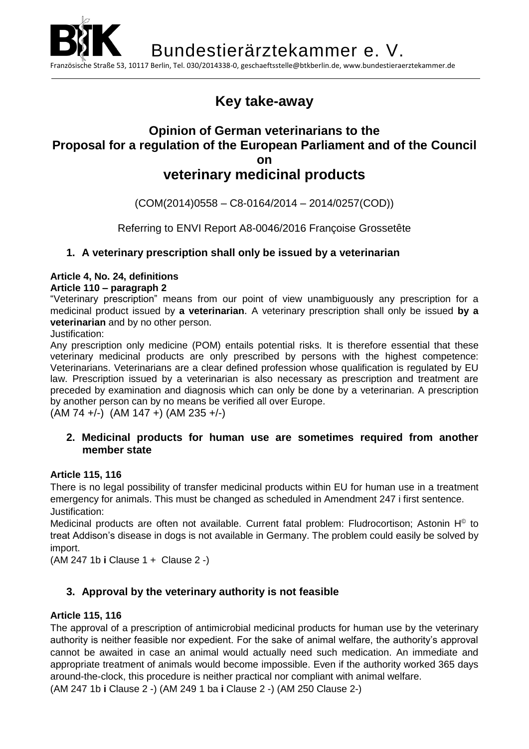Bundestierärztekammer e. V.

Französische Straße 53, 10117 Berlin, Tel. 030/2014338-0, geschaeftsstelle@btkberlin.de, www.bundestieraerztekammer.de

# Key take-away

## Opinion of German veterinarians to the Proposal for a regulation of the European Parliament and of the Council on veterinary medicinal products

(COM(2014)0558 – C8-0164/2014 – 2014/0257(COD))

Referring to ENVI Report A8-0046/2016 Françoise Grossetête

### 1. A veterinary prescription shall only be issued by a veterinarian

**Article 4, No. 24, definitions**
**Article 110 – paragraph 2**

“Veterinary prescription” means from our point of view unambiguously any prescription for a medicinal product issued by **a veterinarian**. A veterinary prescription shall only be issued **by a veterinarian** and by no other person.

Justification:

Any prescription only medicine (POM) entails potential risks. It is therefore essential that these veterinary medicinal products are only prescribed by persons with the highest competence: Veterinarians. Veterinarians are a clear defined profession whose qualification is regulated by EU law. Prescription issued by a veterinarian is also necessary as prescription and treatment are preceded by examination and diagnosis which can only be done by a veterinarian. A prescription by another person can by no means be verified all over Europe.

(AM 74 +/-) (AM 147 +) (AM 235 +/-)

### 2. Medicinal products for human use are sometimes required from another member state

**Article 115, 116**

There is no legal possibility of transfer medicinal products within EU for human use in a treatment emergency for animals. This must be changed as scheduled in Amendment 247 i first sentence.

Justification:

Medicinal products are often not available. Current fatal problem: Fludrocortison; Astonin H© to treat Addison’s disease in dogs is not available in Germany. The problem could easily be solved by import.

(AM 247 1b **i** Clause 1 + Clause 2 -)

### 3. Approval by the veterinary authority is not feasible

**Article 115, 116**

The approval of a prescription of antimicrobial medicinal products for human use by the veterinary authority is neither feasible nor expedient. For the sake of animal welfare, the authority’s approval cannot be awaited in case an animal would actually need such medication. An immediate and appropriate treatment of animals would become impossible. Even if the authority worked 365 days around-the-clock, this procedure is neither practical nor compliant with animal welfare.

(AM 247 1b **i** Clause 2 -) (AM 249 1 ba **i** Clause 2 -) (AM 250 Clause 2-)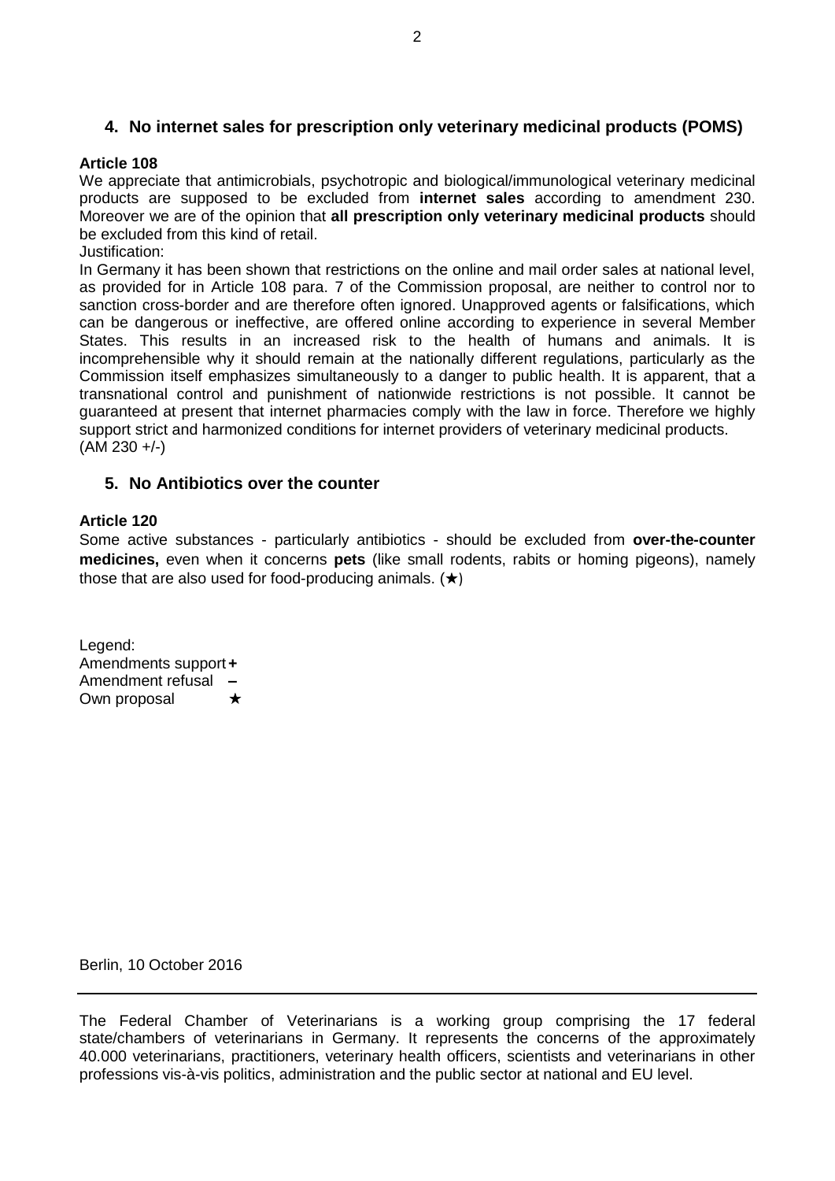## 4. No internet sales for prescription only veterinary medicinal products (POMS)

**Article 108**

We appreciate that antimicrobials, psychotropic and biological/immunological veterinary medicinal products are supposed to be excluded from **internet sales** according to amendment 230. Moreover we are of the opinion that **all prescription only veterinary medicinal products** should be excluded from this kind of retail.

Justification:

In Germany it has been shown that restrictions on the online and mail order sales at national level, as provided for in Article 108 para. 7 of the Commission proposal, are neither to control nor to sanction cross-border and are therefore often ignored. Unapproved agents or falsifications, which can be dangerous or ineffective, are offered online according to experience in several Member States. This results in an increased risk to the health of humans and animals. It is incomprehensible why it should remain at the nationally different regulations, particularly as the Commission itself emphasizes simultaneously to a danger to public health. It is apparent, that a transnational control and punishment of nationwide restrictions is not possible. It cannot be guaranteed at present that internet pharmacies comply with the law in force. Therefore we highly support strict and harmonized conditions for internet providers of veterinary medicinal products.
(AM 230 +/-)

## 5. No Antibiotics over the counter

**Article 120**

Some active substances - particularly antibiotics - should be excluded from **over-the-counter medicines,** even when it concerns **pets** (like small rodents, rabits or homing pigeons), namely those that are also used for food-producing animals. (★)

Legend:
Amendments support **+**
Amendment refusal **–**
Own proposal ★

Berlin, 10 October 2016

---

The Federal Chamber of Veterinarians is a working group comprising the 17 federal state/chambers of veterinarians in Germany. It represents the concerns of the approximately 40.000 veterinarians, practitioners, veterinary health officers, scientists and veterinarians in other professions vis-à-vis politics, administration and the public sector at national and EU level.